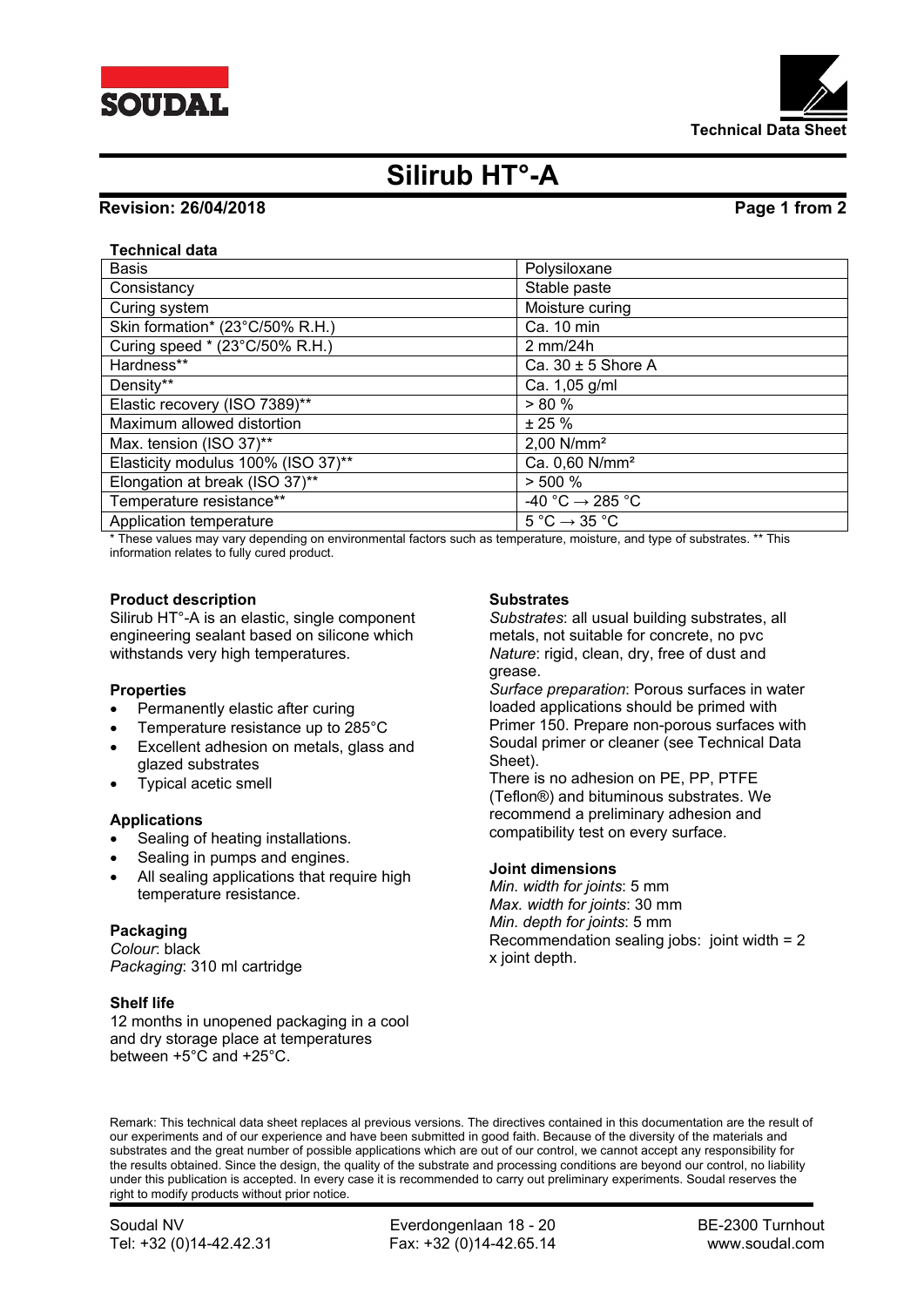# Silirub HT°-A

**Revision: 26/04/2018**

**Technical data**

| | |
|---|---|
| Basis | Polysiloxane |
| Consistancy | Stable paste |
| Curing system | Moisture curing |
| Skin formation* (23°C/50% R.H.) | Ca. 10 min |
| Curing speed * (23°C/50% R.H.) | 2 mm/24h |
| Hardness** | Ca. 30 ± 5 Shore A |
| Density** | Ca. 1,05 g/ml |
| Elastic recovery (ISO 7389)** | > 80 % |
| Maximum allowed distortion | ± 25 % |
| Max. tension (ISO 37)** | 2,00 N/mm² |
| Elasticity modulus 100% (ISO 37)** | Ca. 0,60 N/mm² |
| Elongation at break (ISO 37)** | > 500 % |
| Temperature resistance** | -40 °C → 285 °C |
| Application temperature | 5 °C → 35 °C |

\* These values may vary depending on environmental factors such as temperature, moisture, and type of substrates. ** This information relates to fully cured product.

## Product description

Silirub HT°-A is an elastic, single component engineering sealant based on silicone which withstands very high temperatures.

## Properties

- Permanently elastic after curing
- Temperature resistance up to 285°C
- Excellent adhesion on metals, glass and glazed substrates
- Typical acetic smell

## Applications

- Sealing of heating installations.
- Sealing in pumps and engines.
- All sealing applications that require high temperature resistance.

## Packaging

*Colour*: black
*Packaging*: 310 ml cartridge

## Shelf life

12 months in unopened packaging in a cool and dry storage place at temperatures between +5°C and +25°C.

## Substrates

*Substrates*: all usual building substrates, all metals, not suitable for concrete, no pvc
*Nature*: rigid, clean, dry, free of dust and grease.
*Surface preparation*: Porous surfaces in water loaded applications should be primed with Primer 150. Prepare non-porous surfaces with Soudal primer or cleaner (see Technical Data Sheet).
There is no adhesion on PE, PP, PTFE (Teflon®) and bituminous substrates. We recommend a preliminary adhesion and compatibility test on every surface.

## Joint dimensions

*Min. width for joints*: 5 mm
*Max. width for joints*: 30 mm
*Min. depth for joints*: 5 mm
Recommendation sealing jobs: joint width = 2 x joint depth.

Remark: This technical data sheet replaces al previous versions. The directives contained in this documentation are the result of our experiments and of our experience and have been submitted in good faith. Because of the diversity of the materials and substrates and the great number of possible applications which are out of our control, we cannot accept any responsibility for the results obtained. Since the design, the quality of the substrate and processing conditions are beyond our control, no liability under this publication is accepted. In every case it is recommended to carry out preliminary experiments. Soudal reserves the right to modify products without prior notice.

Soudal NV | Everdongenlaan 18 - 20 | BE-2300 Turnhout
Tel: +32 (0)14-42.42.31 | Fax: +32 (0)14-42.65.14 | www.soudal.com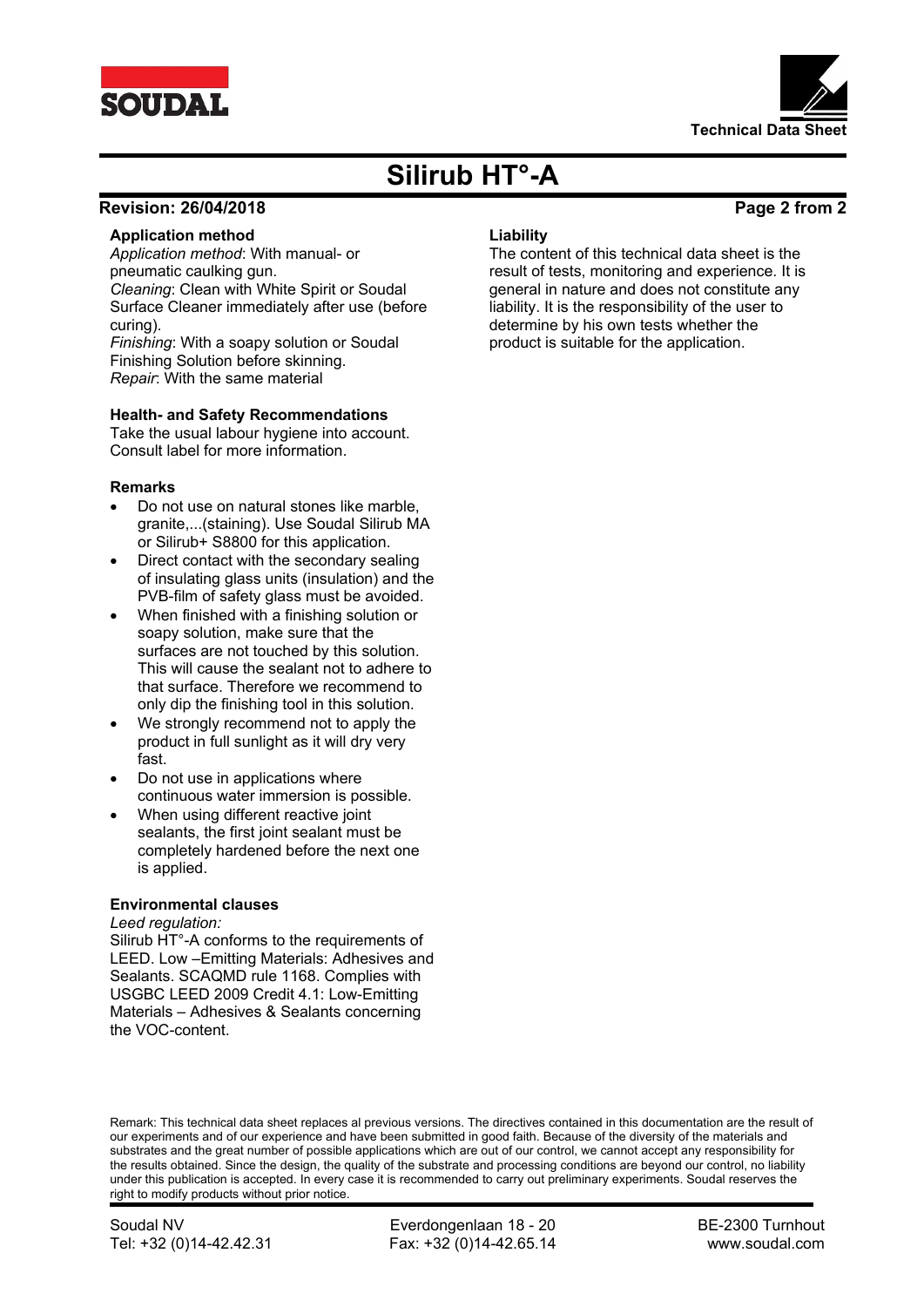# Silirub HT°-A

**Revision: 26/04/2018**

### Application method

*Application method*: With manual- or pneumatic caulking gun.
*Cleaning*: Clean with White Spirit or Soudal Surface Cleaner immediately after use (before curing).
*Finishing*: With a soapy solution or Soudal Finishing Solution before skinning.
*Repair*: With the same material

### Health- and Safety Recommendations

Take the usual labour hygiene into account. Consult label for more information.

### Remarks

- Do not use on natural stones like marble, granite,...(staining). Use Soudal Silirub MA or Silirub+ S8800 for this application.
- Direct contact with the secondary sealing of insulating glass units (insulation) and the PVB-film of safety glass must be avoided.
- When finished with a finishing solution or soapy solution, make sure that the surfaces are not touched by this solution. This will cause the sealant not to adhere to that surface. Therefore we recommend to only dip the finishing tool in this solution.
- We strongly recommend not to apply the product in full sunlight as it will dry very fast.
- Do not use in applications where continuous water immersion is possible.
- When using different reactive joint sealants, the first joint sealant must be completely hardened before the next one is applied.

### Environmental clauses

*Leed regulation:*
Silirub HT°-A conforms to the requirements of LEED. Low –Emitting Materials: Adhesives and Sealants. SCAQMD rule 1168. Complies with USGBC LEED 2009 Credit 4.1: Low-Emitting Materials – Adhesives & Sealants concerning the VOC-content.

### Liability

The content of this technical data sheet is the result of tests, monitoring and experience. It is general in nature and does not constitute any liability. It is the responsibility of the user to determine by his own tests whether the product is suitable for the application.

Remark: This technical data sheet replaces al previous versions. The directives contained in this documentation are the result of our experiments and of our experience and have been submitted in good faith. Because of the diversity of the materials and substrates and the great number of possible applications which are out of our control, we cannot accept any responsibility for the results obtained. Since the design, the quality of the substrate and processing conditions are beyond our control, no liability under this publication is accepted. In every case it is recommended to carry out preliminary experiments. Soudal reserves the right to modify products without prior notice.

Soudal NV
Tel: +32 (0)14-42.42.31
Everdongenlaan 18 - 20
Fax: +32 (0)14-42.65.14
BE-2300 Turnhout
www.soudal.com